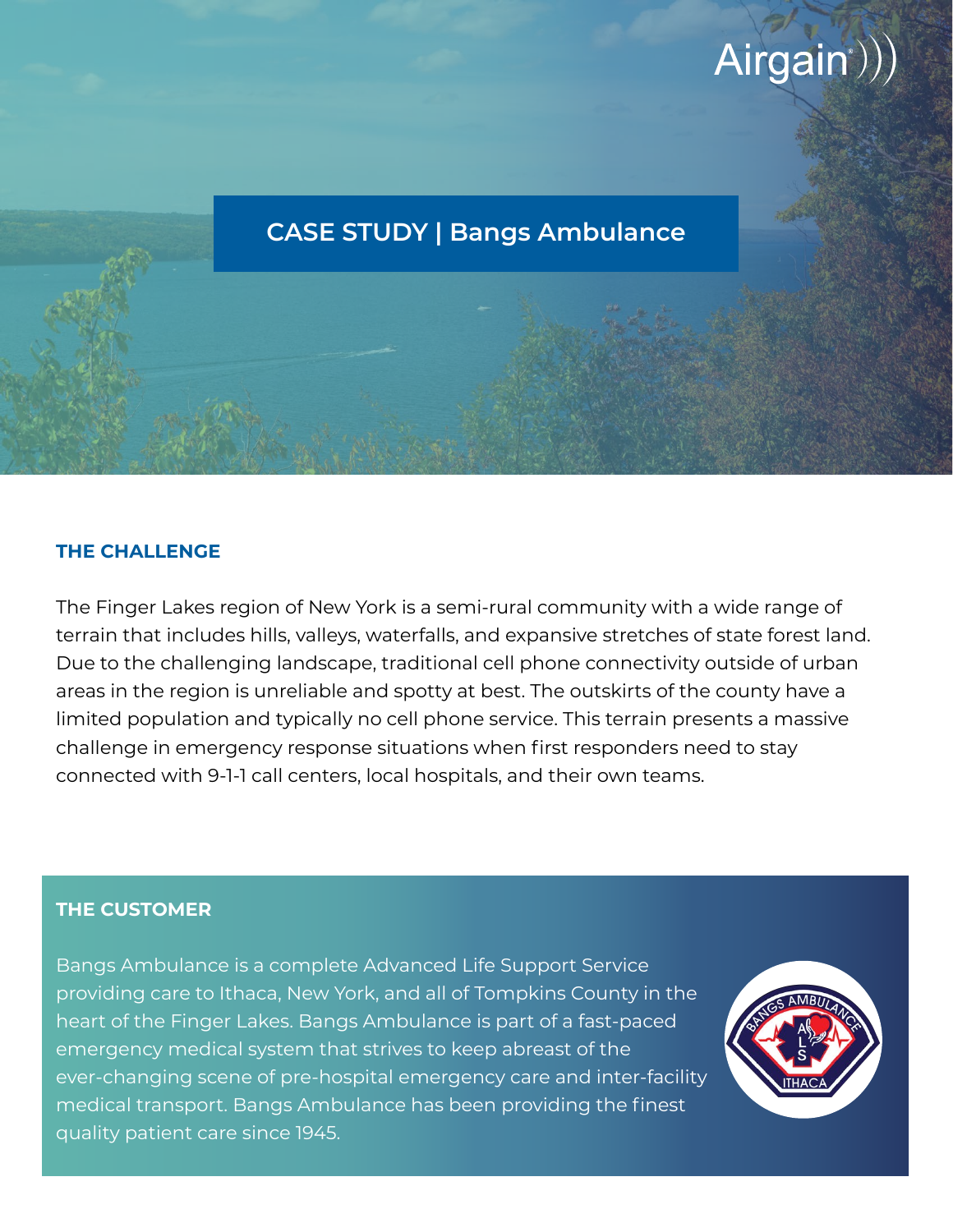# CASE STUDY | Bangs Ambulance

## THE CHALLENGE

The Finger Lakes region of New York is a semi-rural community with a wide range of terrain that includes hills, valleys, waterfalls, and expansive stretches of state forest land. Due to the challenging landscape, traditional cell phone connectivity outside of urban areas in the region is unreliable and spotty at best. The outskirts of the county have a limited population and typically no cell phone service. This terrain presents a massive challenge in emergency response situations when first responders need to stay connected with 9-1-1 call centers, local hospitals, and their own teams.

## THE CUSTOMER

Bangs Ambulance is a complete Advanced Life Support Service providing care to Ithaca, New York, and all of Tompkins County in the heart of the Finger Lakes. Bangs Ambulance is part of a fast-paced emergency medical system that strives to keep abreast of the ever-changing scene of pre-hospital emergency care and inter-facility medical transport. Bangs Ambulance has been providing the finest quality patient care since 1945.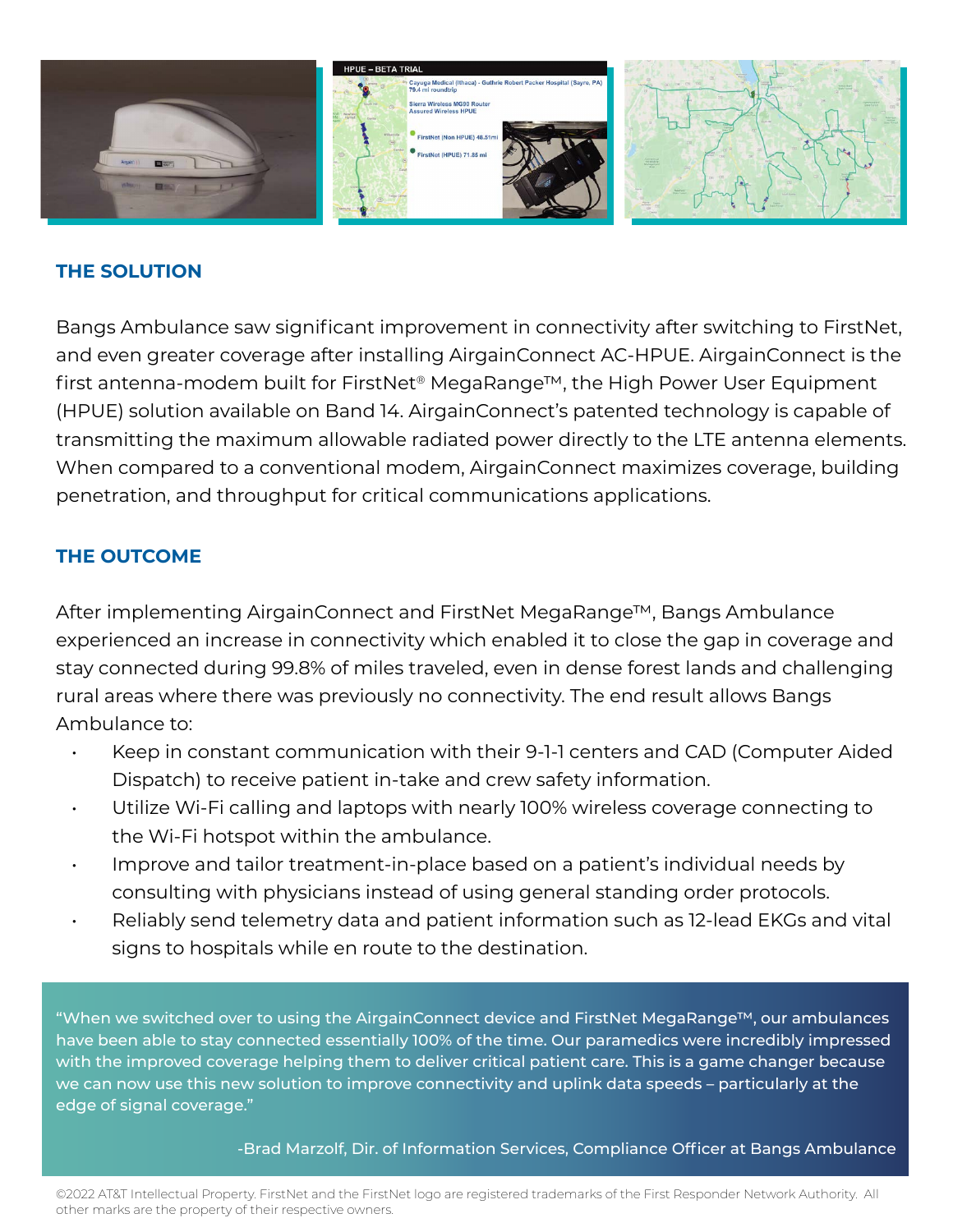## THE SOLUTION

Bangs Ambulance saw significant improvement in connectivity after switching to FirstNet, and even greater coverage after installing AirgainConnect AC-HPUE. AirgainConnect is the first antenna-modem built for FirstNet® MegaRange™, the High Power User Equipment (HPUE) solution available on Band 14. AirgainConnect's patented technology is capable of transmitting the maximum allowable radiated power directly to the LTE antenna elements. When compared to a conventional modem, AirgainConnect maximizes coverage, building penetration, and throughput for critical communications applications.

## THE OUTCOME

After implementing AirgainConnect and FirstNet MegaRange™, Bangs Ambulance experienced an increase in connectivity which enabled it to close the gap in coverage and stay connected during 99.8% of miles traveled, even in dense forest lands and challenging rural areas where there was previously no connectivity. The end result allows Bangs Ambulance to:

- Keep in constant communication with their 9-1-1 centers and CAD (Computer Aided Dispatch) to receive patient in-take and crew safety information.
- Utilize Wi-Fi calling and laptops with nearly 100% wireless coverage connecting to the Wi-Fi hotspot within the ambulance.
- Improve and tailor treatment-in-place based on a patient's individual needs by consulting with physicians instead of using general standing order protocols.
- Reliably send telemetry data and patient information such as 12-lead EKGs and vital signs to hospitals while en route to the destination.

> "When we switched over to using the AirgainConnect device and FirstNet MegaRange™, our ambulances have been able to stay connected essentially 100% of the time. Our paramedics were incredibly impressed with the improved coverage helping them to deliver critical patient care. This is a game changer because we can now use this new solution to improve connectivity and uplink data speeds – particularly at the edge of signal coverage."
>
> -Brad Marzolf, Dir. of Information Services, Compliance Officer at Bangs Ambulance

©2022 AT&T Intellectual Property. FirstNet and the FirstNet logo are registered trademarks of the First Responder Network Authority. All other marks are the property of their respective owners.